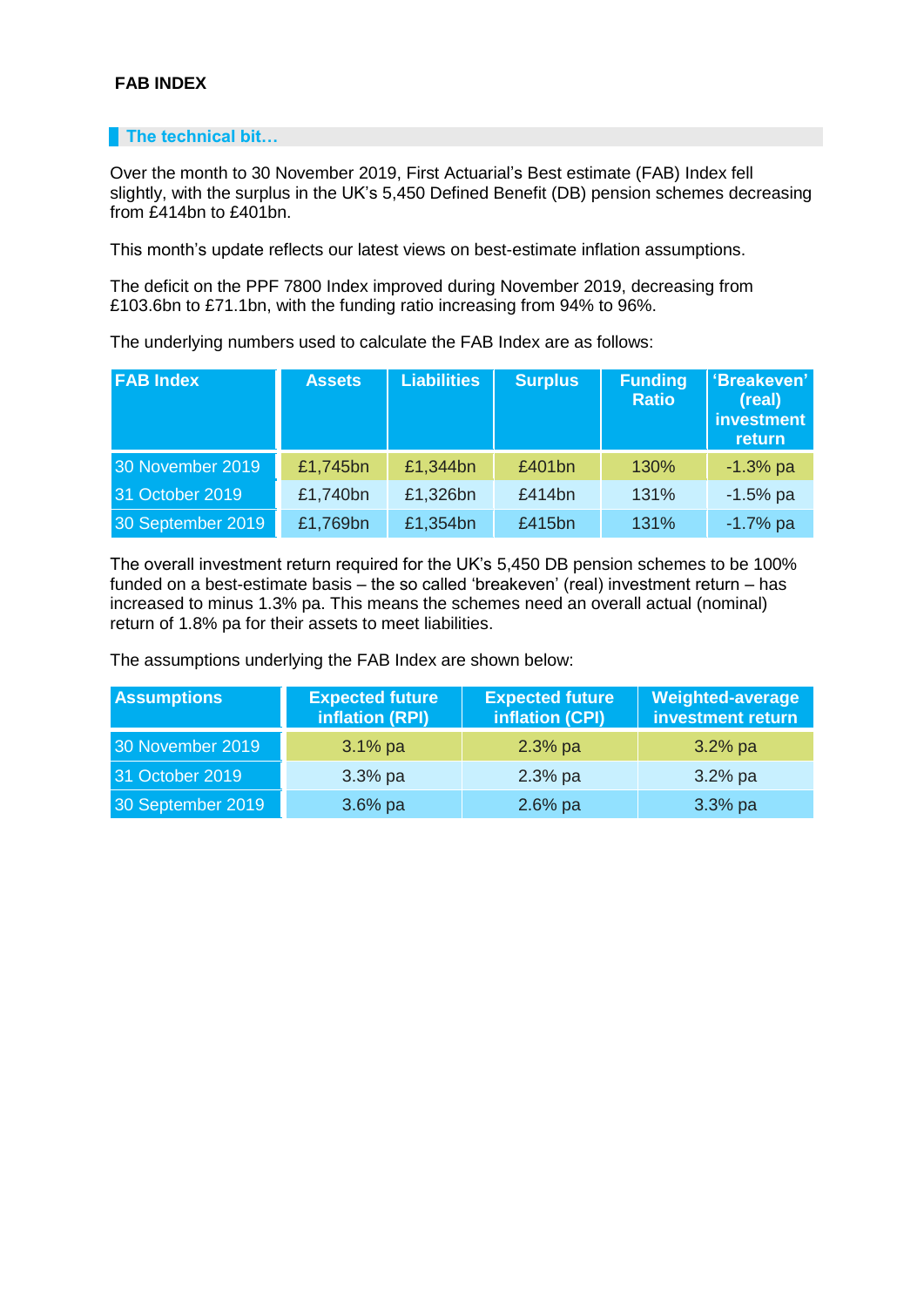# FAB INDEX

## The technical bit…

Over the month to 30 November 2019, First Actuarial's Best estimate (FAB) Index fell slightly, with the surplus in the UK's 5,450 Defined Benefit (DB) pension schemes decreasing from £414bn to £401bn.

This month's update reflects our latest views on best-estimate inflation assumptions.

The deficit on the PPF 7800 Index improved during November 2019, decreasing from £103.6bn to £71.1bn, with the funding ratio increasing from 94% to 96%.

The underlying numbers used to calculate the FAB Index are as follows:

| FAB Index | Assets | Liabilities | Surplus | Funding Ratio | 'Breakeven' (real) investment return |
|---|---|---|---|---|---|
| 30 November 2019 | £1,745bn | £1,344bn | £401bn | 130% | -1.3% pa |
| 31 October 2019 | £1,740bn | £1,326bn | £414bn | 131% | -1.5% pa |
| 30 September 2019 | £1,769bn | £1,354bn | £415bn | 131% | -1.7% pa |

The overall investment return required for the UK's 5,450 DB pension schemes to be 100% funded on a best-estimate basis – the so called 'breakeven' (real) investment return – has increased to minus 1.3% pa. This means the schemes need an overall actual (nominal) return of 1.8% pa for their assets to meet liabilities.

The assumptions underlying the FAB Index are shown below:

| Assumptions | Expected future inflation (RPI) | Expected future inflation (CPI) | Weighted-average investment return |
|---|---|---|---|
| 30 November 2019 | 3.1% pa | 2.3% pa | 3.2% pa |
| 31 October 2019 | 3.3% pa | 2.3% pa | 3.2% pa |
| 30 September 2019 | 3.6% pa | 2.6% pa | 3.3% pa |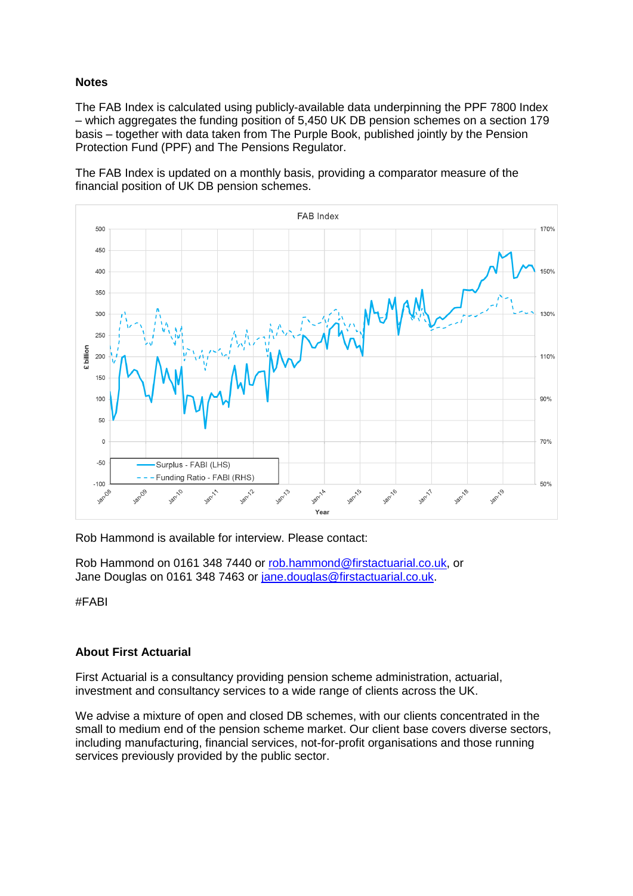**Notes**

The FAB Index is calculated using publicly-available data underpinning the PPF 7800 Index – which aggregates the funding position of 5,450 UK DB pension schemes on a section 179 basis – together with data taken from The Purple Book, published jointly by the Pension Protection Fund (PPF) and The Pensions Regulator.

The FAB Index is updated on a monthly basis, providing a comparator measure of the financial position of UK DB pension schemes.

FAB Index

£ billion

500
450
400
350
300
250
200
150
100
50
0
-50
-100

170%
150%
130%
110%
90%
70%
50%

Surplus - FABI (LHS)
Funding Ratio - FABI (RHS)

Jan-08
Jan-09
Jan-10
Jan-11
Jan-12
Jan-13
Jan-14
Jan-15
Jan-16
Jan-17
Jan-18
Jan-19

Year

Rob Hammond is available for interview. Please contact:

Rob Hammond on 0161 348 7440 or rob.hammond@firstactuarial.co.uk, or
Jane Douglas on 0161 348 7463 or jane.douglas@firstactuarial.co.uk.

#FABI

**About First Actuarial**

First Actuarial is a consultancy providing pension scheme administration, actuarial, investment and consultancy services to a wide range of clients across the UK.

We advise a mixture of open and closed DB schemes, with our clients concentrated in the small to medium end of the pension scheme market. Our client base covers diverse sectors, including manufacturing, financial services, not-for-profit organisations and those running services previously provided by the public sector.